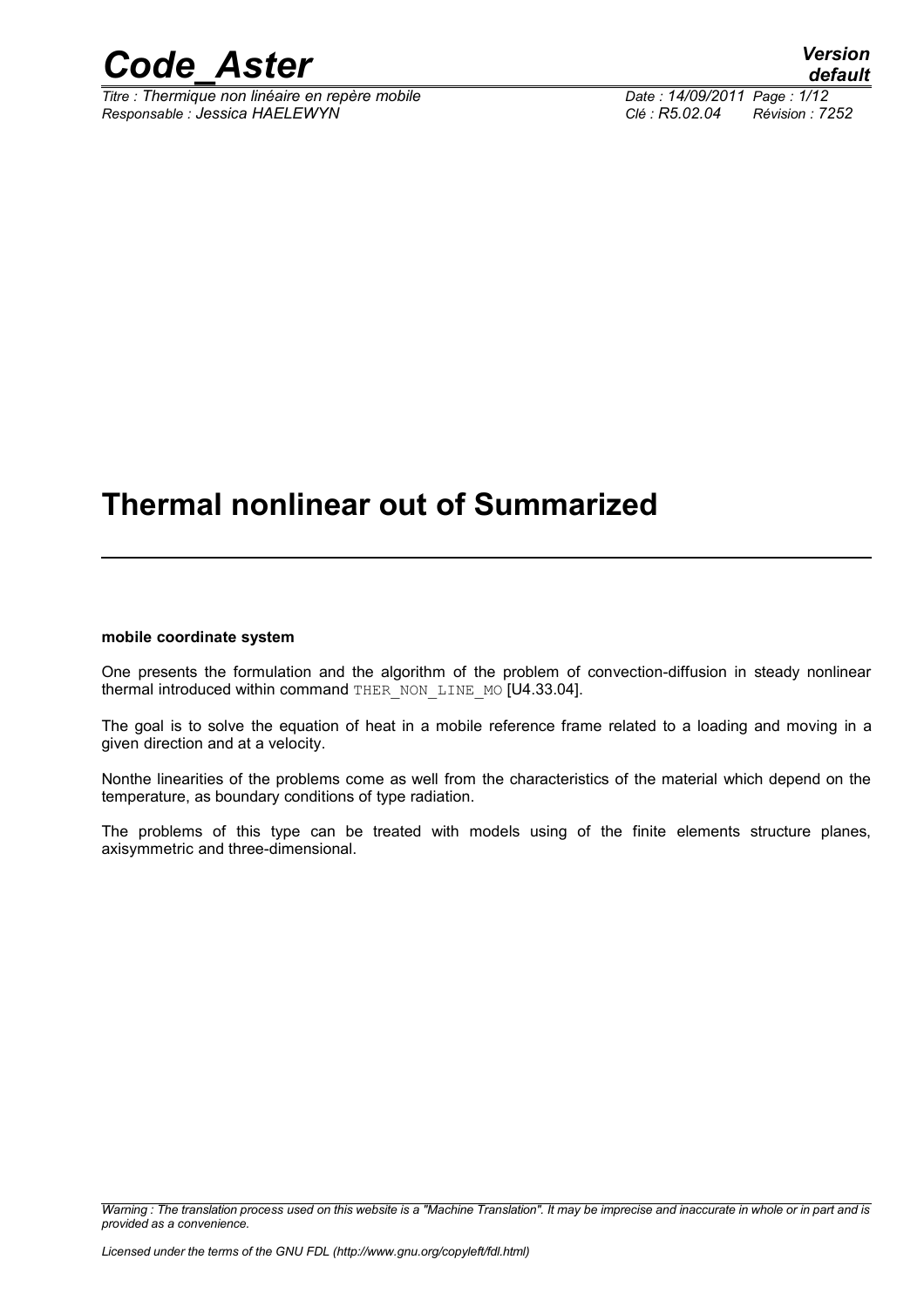# Thermal nonlinear out of Summarized

**mobile coordinate system**

One presents the formulation and the algorithm of the problem of convection-diffusion in steady nonlinear thermal introduced within command THER_NON_LINE_MO [U4.33.04].

The goal is to solve the equation of heat in a mobile reference frame related to a loading and moving in a given direction and at a velocity.

Nonthe linearities of the problems come as well from the characteristics of the material which depend on the temperature, as boundary conditions of type radiation.

The problems of this type can be treated with models using of the finite elements structure planes, axisymmetric and three-dimensional.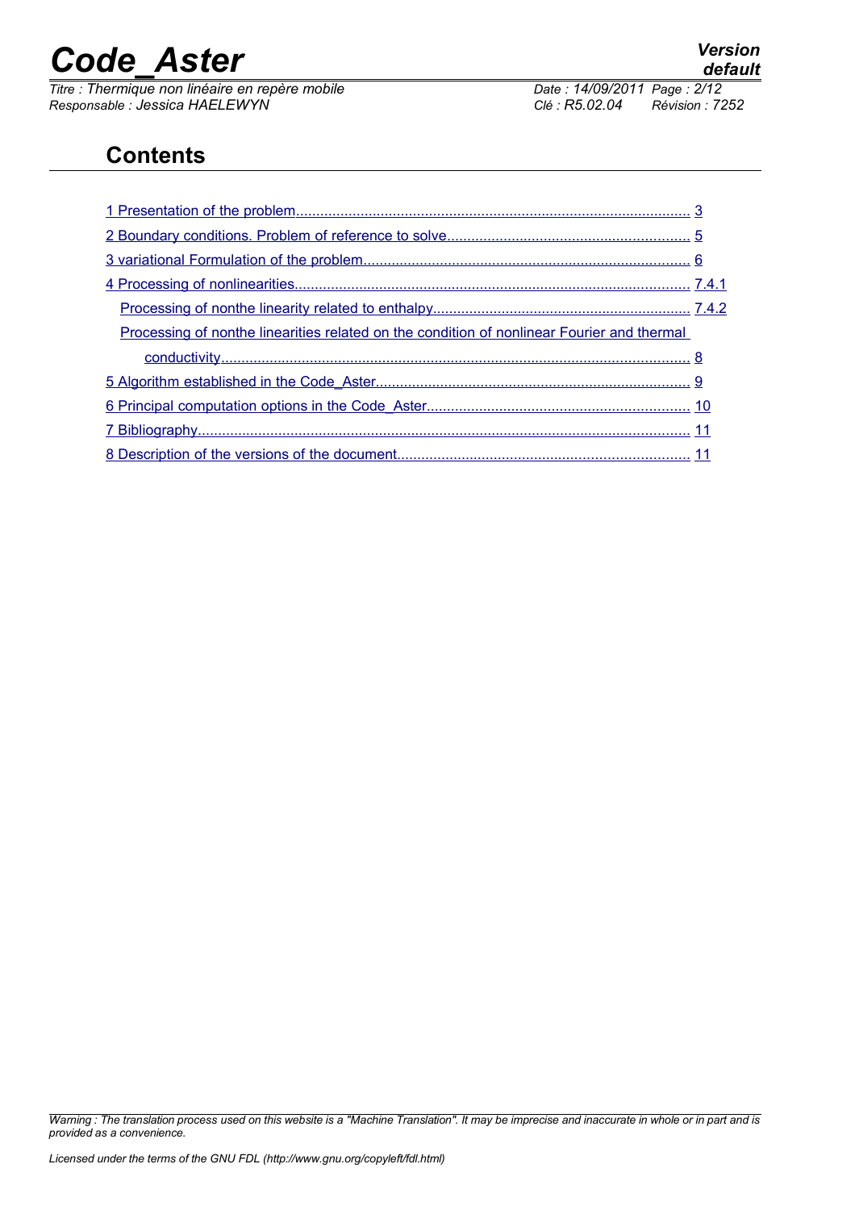## Contents

1 Presentation of the problem........................................................................................ 3

2 Boundary conditions. Problem of reference to solve............................................................ 5

3 variational Formulation of the problem................................................................................ 6

4 Processing of nonlinearities................................................................................................. 7.4.1

Processing of nonthe linearity related to enthalpy................................................................ 7.4.2

Processing of nonthe linearities related on the condition of nonlinear Fourier and thermal conductivity.................................................................................................................... 8

5 Algorithm established in the Code_Aster............................................................................. 9

6 Principal computation options in the Code_Aster................................................................. 10

7 Bibliography......................................................................................................................... 11

8 Description of the versions of the document........................................................................ 11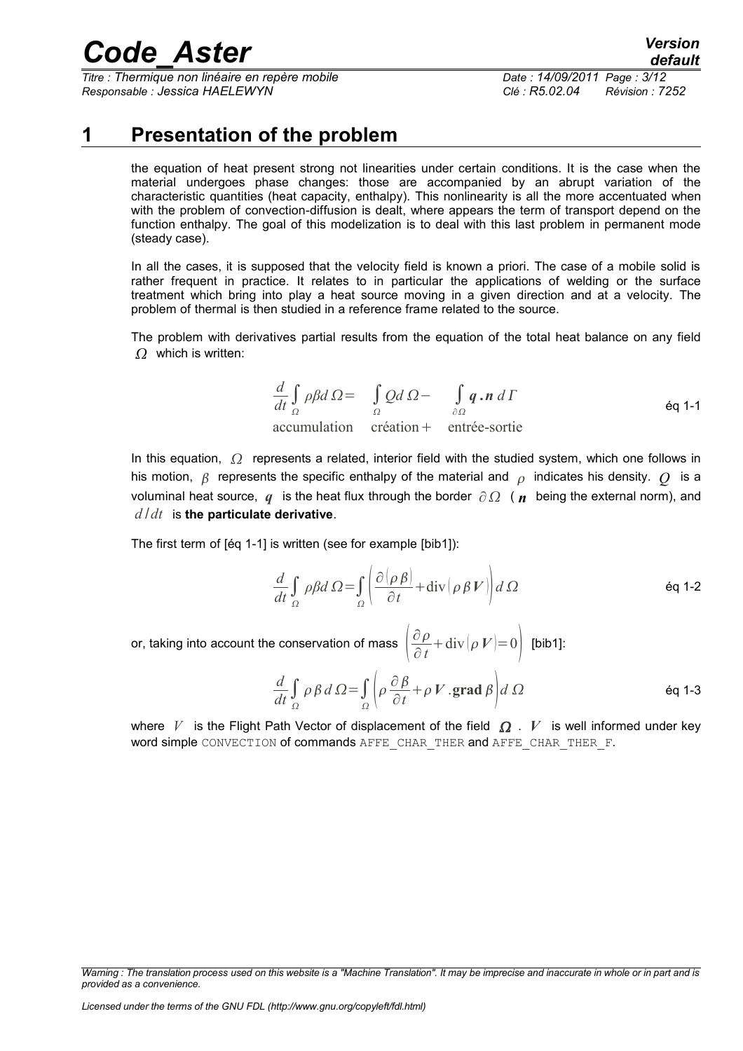# 1 Presentation of the problem

the equation of heat present strong not linearities under certain conditions. It is the case when the material undergoes phase changes: those are accompanied by an abrupt variation of the characteristic quantities (heat capacity, enthalpy). This nonlinearity is all the more accentuated when with the problem of convection-diffusion is dealt, where appears the term of transport depend on the function enthalpy. The goal of this modelization is to deal with this last problem in permanent mode (steady case).

In all the cases, it is supposed that the velocity field is known a priori. The case of a mobile solid is rather frequent in practice. It relates to in particular the applications of welding or the surface treatment which bring into play a heat source moving in a given direction and at a velocity. The problem of thermal is then studied in a reference frame related to the source.

The problem with derivatives partial results from the equation of the total heat balance on any field $\Omega$ which is written:

$$\underset{\text{accumulation}}{\frac{d}{dt}\int_{\Omega} \rho\beta d\,\Omega} = \underset{\text{création} +}{\int_{\Omega} Q d\,\Omega} - \underset{\text{entrée-sortie}}{\int_{\partial\Omega} \boldsymbol{q}\,.\boldsymbol{n}\, d\,\Gamma} \qquad \text{éq 1-1}$$

In this equation, $\Omega$ represents a related, interior field with the studied system, which one follows in his motion, $\beta$ represents the specific enthalpy of the material and $\rho$ indicates his density. $Q$ is a voluminal heat source, $\boldsymbol{q}$ is the heat flux through the border $\partial\Omega$ ( $\boldsymbol{n}$ being the external norm), and $d/dt$ is **the particulate derivative**.

The first term of [éq 1-1] is written (see for example [bib1]):

$$\frac{d}{dt}\int_{\Omega} \rho\beta d\,\Omega = \int_{\Omega} \left( \frac{\partial(\rho\,\beta)}{\partial t} + \text{div}(\rho\,\beta\,\boldsymbol{V}) \right) d\,\Omega \qquad \text{éq 1-2}$$

or, taking into account the conservation of mass $\left( \frac{\partial\rho}{\partial t} + \text{div}(\rho\,\boldsymbol{V}) = 0 \right)$ [bib1]:

$$\frac{d}{dt}\int_{\Omega} \rho\,\beta\, d\,\Omega = \int_{\Omega} \left( \rho\,\frac{\partial\beta}{\partial t} + \rho\,\boldsymbol{V}\,.\mathbf{grad}\,\beta \right) d\,\Omega \qquad \text{éq 1-3}$$

where $V$ is the Flight Path Vector of displacement of the field $\boldsymbol{\Omega}$ . $V$ is well informed under key word simple CONVECTION of commands AFFE_CHAR_THER and AFFE_CHAR_THER_F.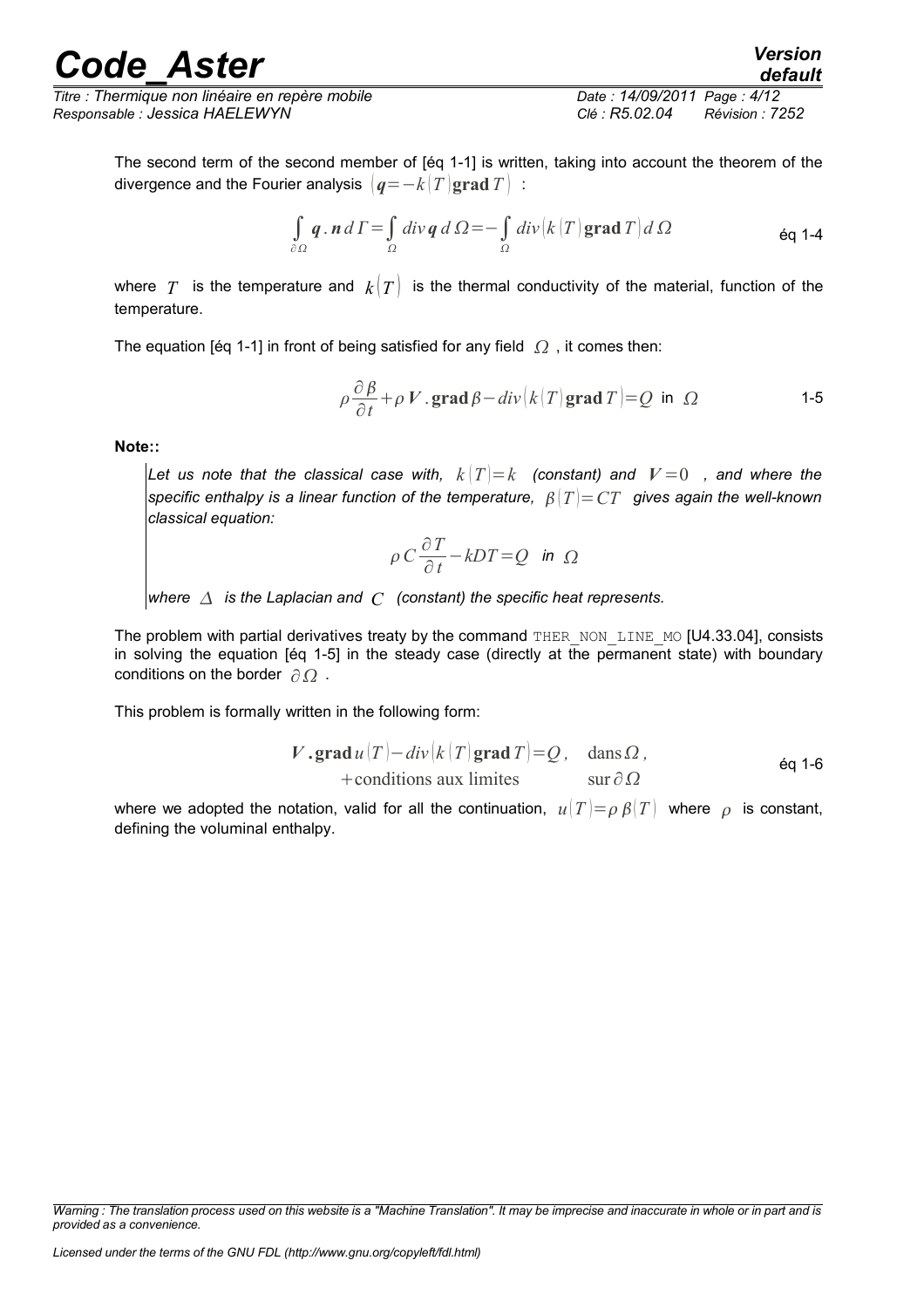The second term of the second member of [éq 1-1] is written, taking into account the theorem of the divergence and the Fourier analysis $(\boldsymbol{q}=-k(T)\,\mathbf{grad}\,T)$ :

$$\int_{\partial\Omega} \boldsymbol{q}\,.\,\boldsymbol{n}\,d\Gamma=\int_{\Omega} div\,\boldsymbol{q}\,d\Omega=-\int_{\Omega} div\big(k(T)\,\mathbf{grad}\,T\big)\,d\Omega \qquad \text{éq 1-4}$$

where $T$ is the temperature and $k(T)$ is the thermal conductivity of the material, function of the temperature.

The equation [éq 1-1] in front of being satisfied for any field $\Omega$ , it comes then:

$$\rho\frac{\partial\beta}{\partial t}+\rho\,\boldsymbol{V}\,.\,\mathbf{grad}\,\beta-div\big(k(T)\,\mathbf{grad}\,T\big)=Q \text{ in } \Omega \qquad \text{1-5}$$

**Note::**

*Let us note that the classical case with, $k(T)=k$ (constant) and $\boldsymbol{V}=0$ , and where the specific enthalpy is a linear function of the temperature, $\beta(T)=CT$ gives again the well-known classical equation:*

$$\rho\,C\frac{\partial T}{\partial t}-kDT=Q \text{ in } \Omega$$

*where $\Delta$ is the Laplacian and $C$ (constant) the specific heat represents.*

The problem with partial derivatives treaty by the command `THER_NON_LINE_MO` [U4.33.04], consists in solving the equation [éq 1-5] in the steady case (directly at the permanent state) with boundary conditions on the border $\partial\Omega$ .

This problem is formally written in the following form:

$$\begin{aligned}\boldsymbol{V}\,.\,\mathbf{grad}\,u(T)-div\big(k(T)\,\mathbf{grad}\,T\big)=Q, &\quad \text{dans}\,\Omega\,, \\ +\text{conditions aux limites} &\quad \text{sur}\,\partial\Omega\end{aligned} \qquad \text{éq 1-6}$$

where we adopted the notation, valid for all the continuation, $u(T)=\rho\,\beta(T)$ where $\rho$ is constant, defining the voluminal enthalpy.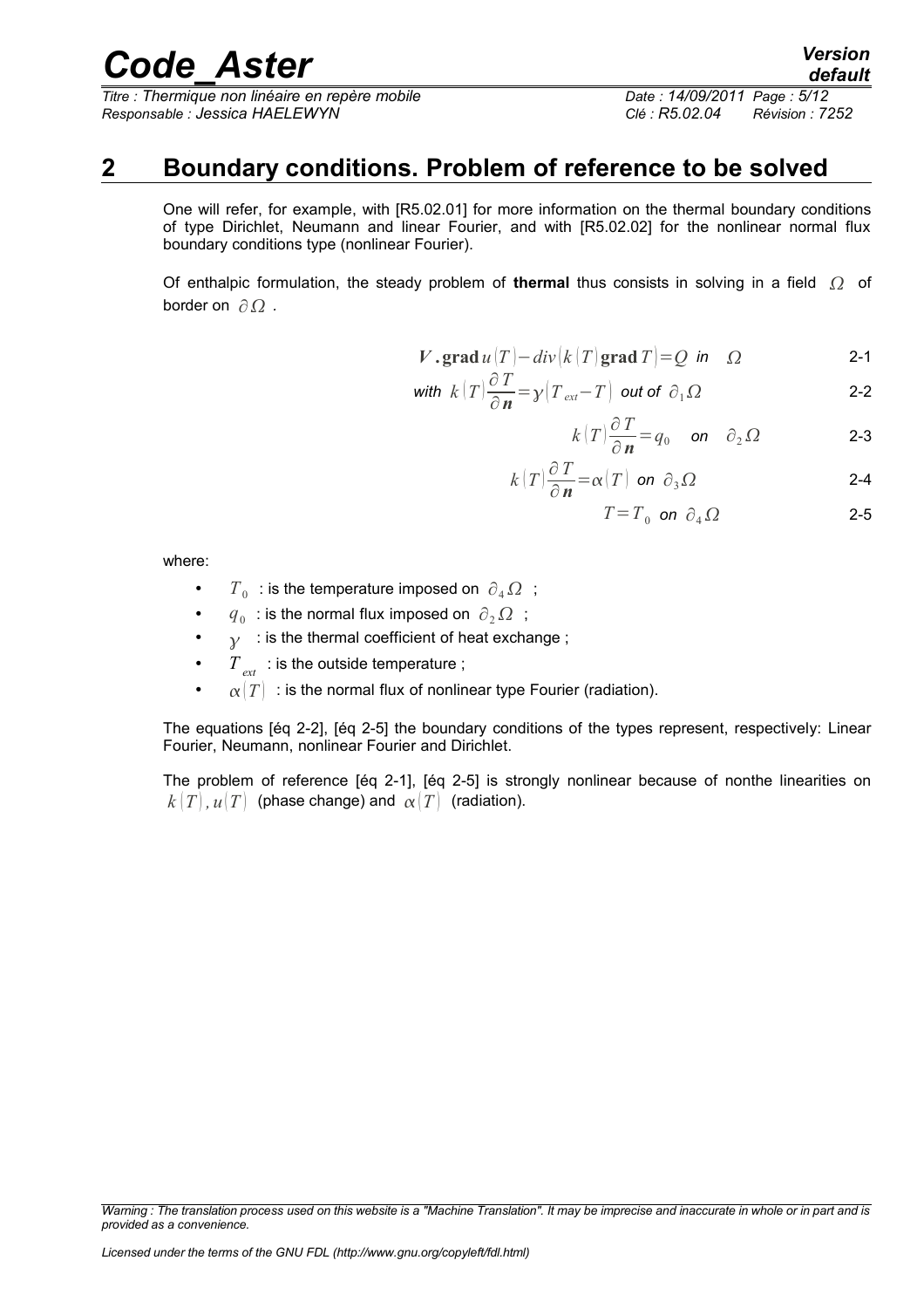## 2 Boundary conditions. Problem of reference to be solved

One will refer, for example, with [R5.02.01] for more information on the thermal boundary conditions of type Dirichlet, Neumann and linear Fourier, and with [R5.02.02] for the nonlinear normal flux boundary conditions type (nonlinear Fourier).

Of enthalpic formulation, the steady problem of **thermal** thus consists in solving in a field $\Omega$ of border on $\partial\Omega$ .

$$\boldsymbol{V}.\mathbf{grad}\,u(T)-div(k(T)\,\mathbf{grad}\,T)=Q \text{ in } \Omega \tag{2-1}$$

$$\text{with } k(T)\frac{\partial T}{\partial \boldsymbol{n}}=\gamma(T_{ext}-T) \text{ out of } \partial_1\Omega \tag{2-2}$$

$$k(T)\frac{\partial T}{\partial \boldsymbol{n}}=q_0 \quad \text{on} \quad \partial_2\Omega \tag{2-3}$$

$$k(T)\frac{\partial T}{\partial \boldsymbol{n}}=\alpha(T) \text{ on } \partial_3\Omega \tag{2-4}$$

$$T=T_0 \text{ on } \partial_4\Omega \tag{2-5}$$

where:

- $T_0$ : is the temperature imposed on $\partial_4\Omega$ ;
- $q_0$ : is the normal flux imposed on $\partial_2\Omega$ ;
- $\gamma$ : is the thermal coefficient of heat exchange ;
- $T_{ext}$ : is the outside temperature ;
- $\alpha(T)$ : is the normal flux of nonlinear type Fourier (radiation).

The equations [éq 2-2], [éq 2-5] the boundary conditions of the types represent, respectively: Linear Fourier, Neumann, nonlinear Fourier and Dirichlet.

The problem of reference [éq 2-1], [éq 2-5] is strongly nonlinear because of nonthe linearities on $k(T), u(T)$ (phase change) and $\alpha(T)$ (radiation).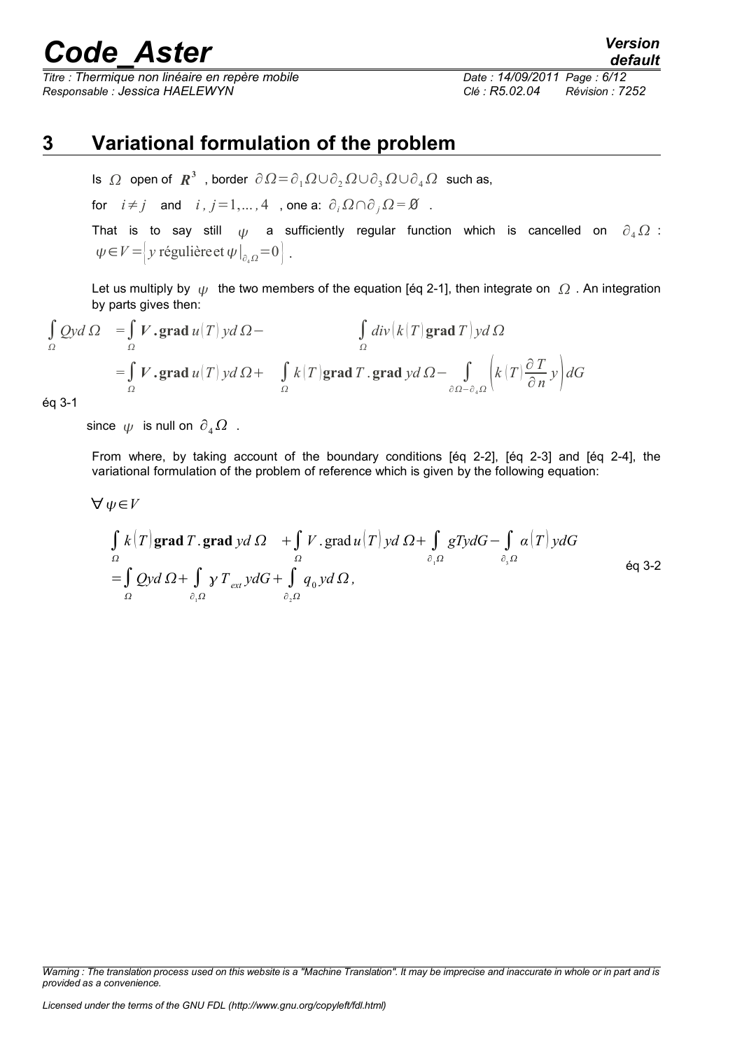# 3 Variational formulation of the problem

Is $\Omega$ open of $\boldsymbol{R}^3$ , border $\partial\Omega=\partial_1\Omega\cup\partial_2\Omega\cup\partial_3\Omega\cup\partial_4\Omega$ such as,

for $i\neq j$ and $i, j=1,\ldots,4$ , one a: $\partial_i\Omega\cap\partial_j\Omega=\emptyset$ .

That is to say still $\psi$ a sufficiently regular function which is cancelled on $\partial_4\Omega$ : $\psi\in V=\left\{y \text{ régulière et } \psi|_{\partial_4\Omega}=0\right\}$ .

Let us multiply by $\psi$ the two members of the equation [éq 2-1], then integrate on $\Omega$ . An integration by parts gives then:

$$
\begin{aligned}
\int_\Omega Q y d\Omega &= \int_\Omega \boldsymbol{V}.\mathbf{grad}\, u(T)\, y d\Omega - \int_\Omega div\left(k(T)\,\mathbf{grad}\, T\right) y d\Omega \\
&= \int_\Omega \boldsymbol{V}.\mathbf{grad}\, u(T)\, y d\Omega + \int_\Omega k(T)\,\mathbf{grad}\, T.\mathbf{grad}\, y d\Omega - \int_{\partial\Omega-\partial_4\Omega}\left(k(T)\frac{\partial T}{\partial n}y\right)dG
\end{aligned}
$$

éq 3-1

since $\psi$ is null on $\partial_4\Omega$ .

From where, by taking account of the boundary conditions [éq 2-2], [éq 2-3] and [éq 2-4], the variational formulation of the problem of reference which is given by the following equation:

$\forall\psi\in V$

$$
\begin{aligned}
&\int_\Omega k(T)\,\mathbf{grad}\, T.\mathbf{grad}\, y d\Omega + \int_\Omega V.\mathrm{grad}\, u(T)\, y d\Omega + \int_{\partial_1\Omega} g T y dG - \int_{\partial_3\Omega}\alpha(T)\, y dG \\
&= \int_\Omega Q y d\Omega + \int_{\partial_1\Omega}\gamma T_{ext}\, y dG + \int_{\partial_2\Omega} q_0\, y d\Omega ,
\end{aligned}
\qquad \text{éq 3-2}
$$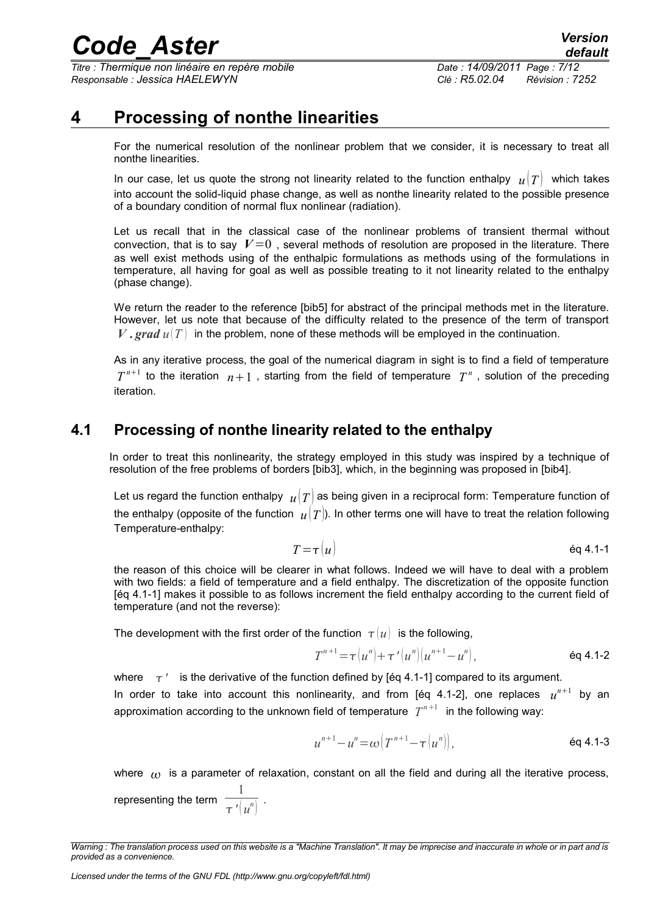# 4 Processing of nonthe linearities

For the numerical resolution of the nonlinear problem that we consider, it is necessary to treat all nonthe linearities.

In our case, let us quote the strong not linearity related to the function enthalpy $u(T)$ which takes into account the solid-liquid phase change, as well as nonthe linearity related to the possible presence of a boundary condition of normal flux nonlinear (radiation).

Let us recall that in the classical case of the nonlinear problems of transient thermal without convection, that is to say $\boldsymbol{V}=0$ , several methods of resolution are proposed in the literature. There as well exist methods using of the enthalpic formulations as methods using of the formulations in temperature, all having for goal as well as possible treating to it not linearity related to the enthalpy (phase change).

We return the reader to the reference [bib5] for abstract of the principal methods met in the literature. However, let us note that because of the difficulty related to the presence of the term of transport $\boldsymbol{V}.\boldsymbol{grad}\, u(T)$ in the problem, none of these methods will be employed in the continuation.

As in any iterative process, the goal of the numerical diagram in sight is to find a field of temperature $T^{n+1}$ to the iteration $n+1$ , starting from the field of temperature $T^n$ , solution of the preceding iteration.

## 4.1 Processing of nonthe linearity related to the enthalpy

In order to treat this nonlinearity, the strategy employed in this study was inspired by a technique of resolution of the free problems of borders [bib3], which, in the beginning was proposed in [bib4].

Let us regard the function enthalpy $u(T)$ as being given in a reciprocal form: Temperature function of the enthalpy (opposite of the function $u(T)$). In other terms one will have to treat the relation following Temperature-enthalpy:

$$T=\tau(u) \qquad \text{éq 4.1-1}$$

the reason of this choice will be clearer in what follows. Indeed we will have to deal with a problem with two fields: a field of temperature and a field enthalpy. The discretization of the opposite function [éq 4.1-1] makes it possible to as follows increment the field enthalpy according to the current field of temperature (and not the reverse):

The development with the first order of the function $\tau(u)$ is the following,

$$T^{n+1}=\tau(u^n)+\tau'(u^n)(u^{n+1}-u^n), \qquad \text{éq 4.1-2}$$

where $\tau'$ is the derivative of the function defined by [éq 4.1-1] compared to its argument.

In order to take into account this nonlinearity, and from [éq 4.1-2], one replaces $u^{n+1}$ by an approximation according to the unknown field of temperature $T^{n+1}$ in the following way:

$$u^{n+1}-u^n=\omega\left(T^{n+1}-\tau(u^n)\right), \qquad \text{éq 4.1-3}$$

where $\omega$ is a parameter of relaxation, constant on all the field and during all the iterative process, representing the term $\dfrac{1}{\tau'(u^n)}$ .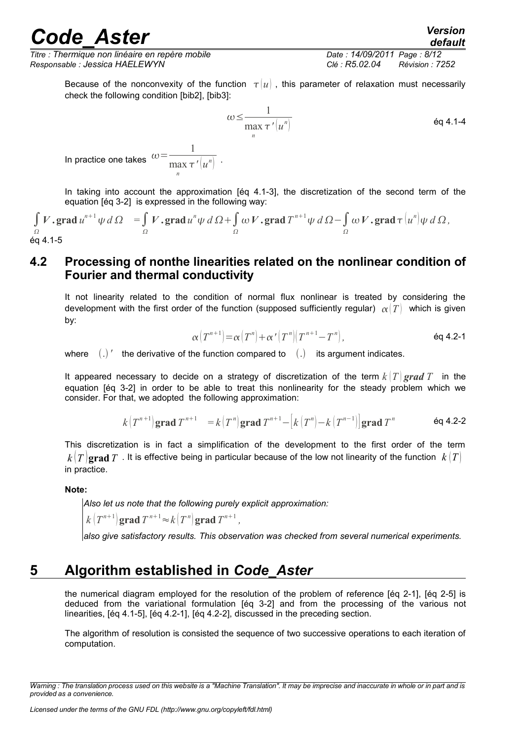Because of the nonconvexity of the function $\tau(u)$ , this parameter of relaxation must necessarily check the following condition [bib2], [bib3]:

$$\omega \leq \frac{1}{\max_n \tau'(u^n)} \quad \text{éq 4.1-4}$$

In practice one takes $\omega = \frac{1}{\max_n \tau'(u^n)}$ .

In taking into account the approximation [éq 4.1-3], the discretization of the second term of the equation [éq 3-2] is expressed in the following way:

$$\int_\Omega \boldsymbol{V} \cdot \mathbf{grad}\, u^{n+1} \psi \, d\Omega = \int_\Omega \boldsymbol{V} \cdot \mathbf{grad}\, u^n \psi \, d\Omega + \int_\Omega \omega \boldsymbol{V} \cdot \mathbf{grad}\, T^{n+1} \psi \, d\Omega - \int_\Omega \omega \boldsymbol{V} \cdot \mathbf{grad}\, \tau(u^n) \psi \, d\Omega,$$

éq 4.1-5

## 4.2 Processing of nonthe linearities related on the nonlinear condition of Fourier and thermal conductivity

It not linearity related to the condition of normal flux nonlinear is treated by considering the development with the first order of the function (supposed sufficiently regular) $\alpha(T)$ which is given by:

$$\alpha(T^{n+1}) = \alpha(T^n) + \alpha'(T^n)(T^{n+1} - T^n), \quad \text{éq 4.2-1}$$

where $(.)'$ the derivative of the function compared to $(.)$ its argument indicates.

It appeared necessary to decide on a strategy of discretization of the term $k(T)\,\boldsymbol{grad}\, T$ in the equation [éq 3-2] in order to be able to treat this nonlinearity for the steady problem which we consider. For that, we adopted the following approximation:

$$k(T^{n+1})\,\mathbf{grad}\, T^{n+1} = k(T^n)\,\mathbf{grad}\, T^{n+1} - \left[k(T^n) - k(T^{n-1})\right]\mathbf{grad}\, T^n \quad \text{éq 4.2-2}$$

This discretization is in fact a simplification of the development to the first order of the term $k(T)\,\mathbf{grad}\, T$ . It is effective being in particular because of the low not linearity of the function $k(T)$ in practice.

**Note:**

*Also let us note that the following purely explicit approximation:*

$k(T^{n+1})\,\mathbf{grad}\, T^{n+1} \approx k(T^n)\,\mathbf{grad}\, T^{n+1},$

*also give satisfactory results. This observation was checked from several numerical experiments.*

# 5 Algorithm established in *Code_Aster*

the numerical diagram employed for the resolution of the problem of reference [éq 2-1], [éq 2-5] is deduced from the variational formulation [éq 3-2] and from the processing of the various not linearities, [éq 4.1-5], [éq 4.2-1], [éq 4.2-2], discussed in the preceding section.

The algorithm of resolution is consisted the sequence of two successive operations to each iteration of computation.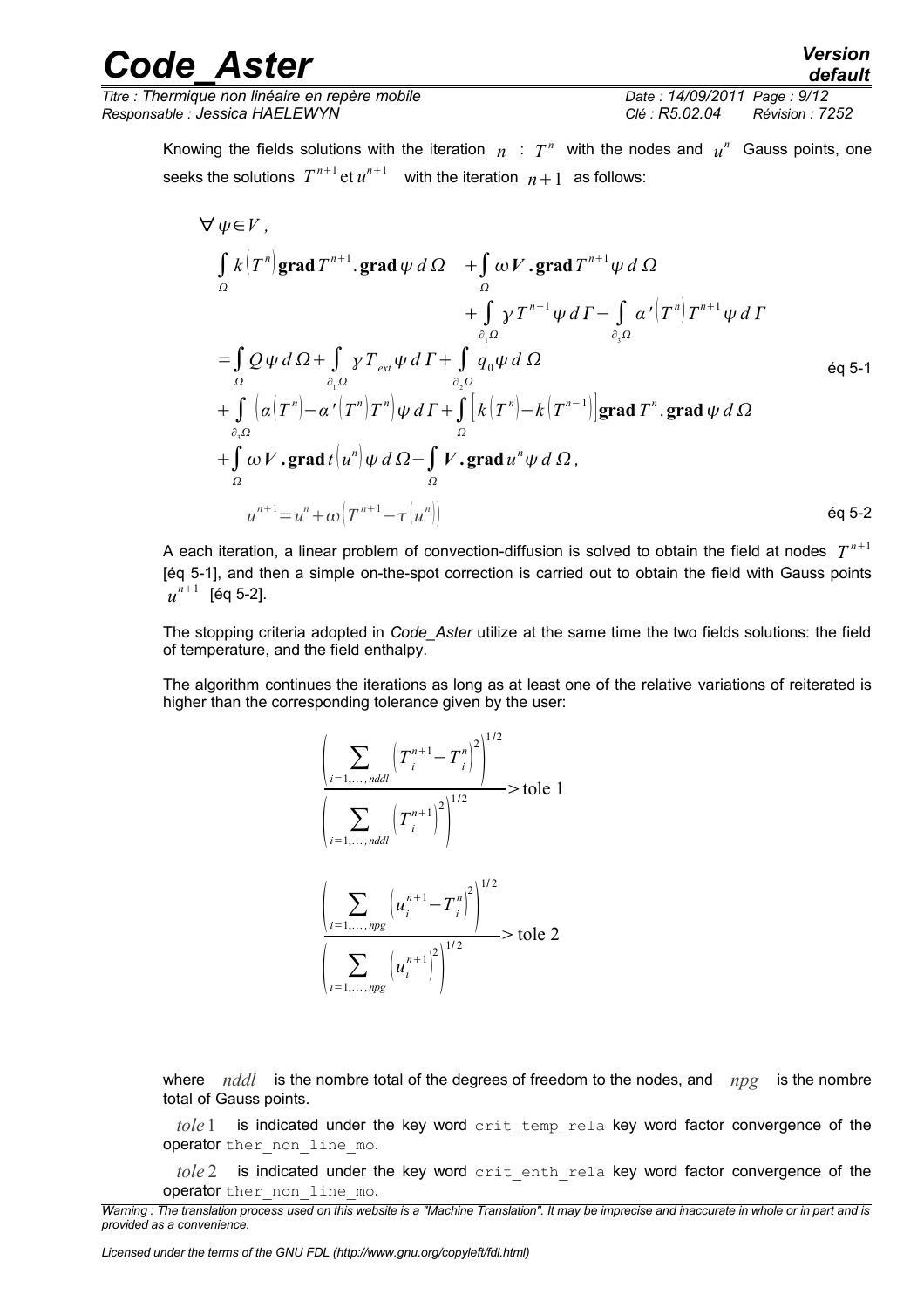Knowing the fields solutions with the iteration $n$ : $T^n$ with the nodes and $u^n$ Gauss points, one seeks the solutions $T^{n+1}$ et $u^{n+1}$ with the iteration $n+1$ as follows:

$$
\begin{aligned}
&\forall \psi \in V, \\
&\int_{\Omega} k\left(T^n\right) \mathbf{grad}\, T^{n+1} . \mathbf{grad}\, \psi \, d\Omega \quad + \int_{\Omega} \omega \boldsymbol{V} . \mathbf{grad}\, T^{n+1} \psi \, d\Omega \\
&\qquad\qquad + \int_{\partial_1 \Omega} \gamma T^{n+1} \psi \, d\Gamma - \int_{\partial_3 \Omega} \alpha'\left(T^n\right) T^{n+1} \psi \, d\Gamma \\
&= \int_{\Omega} Q \psi \, d\Omega + \int_{\partial_1 \Omega} \gamma T_{ext} \psi \, d\Gamma + \int_{\partial_2 \Omega} q_0 \psi \, d\Omega \\
&+ \int_{\partial_3 \Omega} \left(\alpha\left(T^n\right) - \alpha'\left(T^n\right) T^n\right) \psi \, d\Gamma + \int_{\Omega} \left[k\left(T^n\right) - k\left(T^{n-1}\right)\right] \mathbf{grad}\, T^n . \mathbf{grad}\, \psi \, d\Omega \\
&+ \int_{\Omega} \omega \boldsymbol{V} . \mathbf{grad}\, t\left(u^n\right) \psi \, d\Omega - \int_{\Omega} \boldsymbol{V} . \mathbf{grad}\, u^n \psi \, d\Omega,
\end{aligned}
\qquad \text{éq 5-1}
$$

$$
u^{n+1} = u^n + \omega\left(T^{n+1} - \tau\left(u^n\right)\right) \qquad \text{éq 5-2}
$$

A each iteration, a linear problem of convection-diffusion is solved to obtain the field at nodes $T^{n+1}$ [éq 5-1], and then a simple on-the-spot correction is carried out to obtain the field with Gauss points $u^{n+1}$ [éq 5-2].

The stopping criteria adopted in *Code_Aster* utilize at the same time the two fields solutions: the field of temperature, and the field enthalpy.

The algorithm continues the iterations as long as at least one of the relative variations of reiterated is higher than the corresponding tolerance given by the user:

$$
\frac{\left(\sum_{i=1,\dots,nddl} \left(T_i^{n+1} - T_i^n\right)^2\right)^{1/2}}{\left(\sum_{i=1,\dots,nddl} \left(T_i^{n+1}\right)^2\right)^{1/2}} > \text{tole } 1
$$

$$
\frac{\left(\sum_{i=1,\dots,npg} \left(u_i^{n+1} - T_i^n\right)^2\right)^{1/2}}{\left(\sum_{i=1,\dots,npg} \left(u_i^{n+1}\right)^2\right)^{1/2}} > \text{tole } 2
$$

where $nddl$ is the nombre total of the degrees of freedom to the nodes, and $npg$ is the nombre total of Gauss points.

$tole1$ is indicated under the key word `crit_temp_rela` key word factor convergence of the operator `ther_non_line_mo`.

$tole2$ is indicated under the key word `crit_enth_rela` key word factor convergence of the operator `ther_non_line_mo`.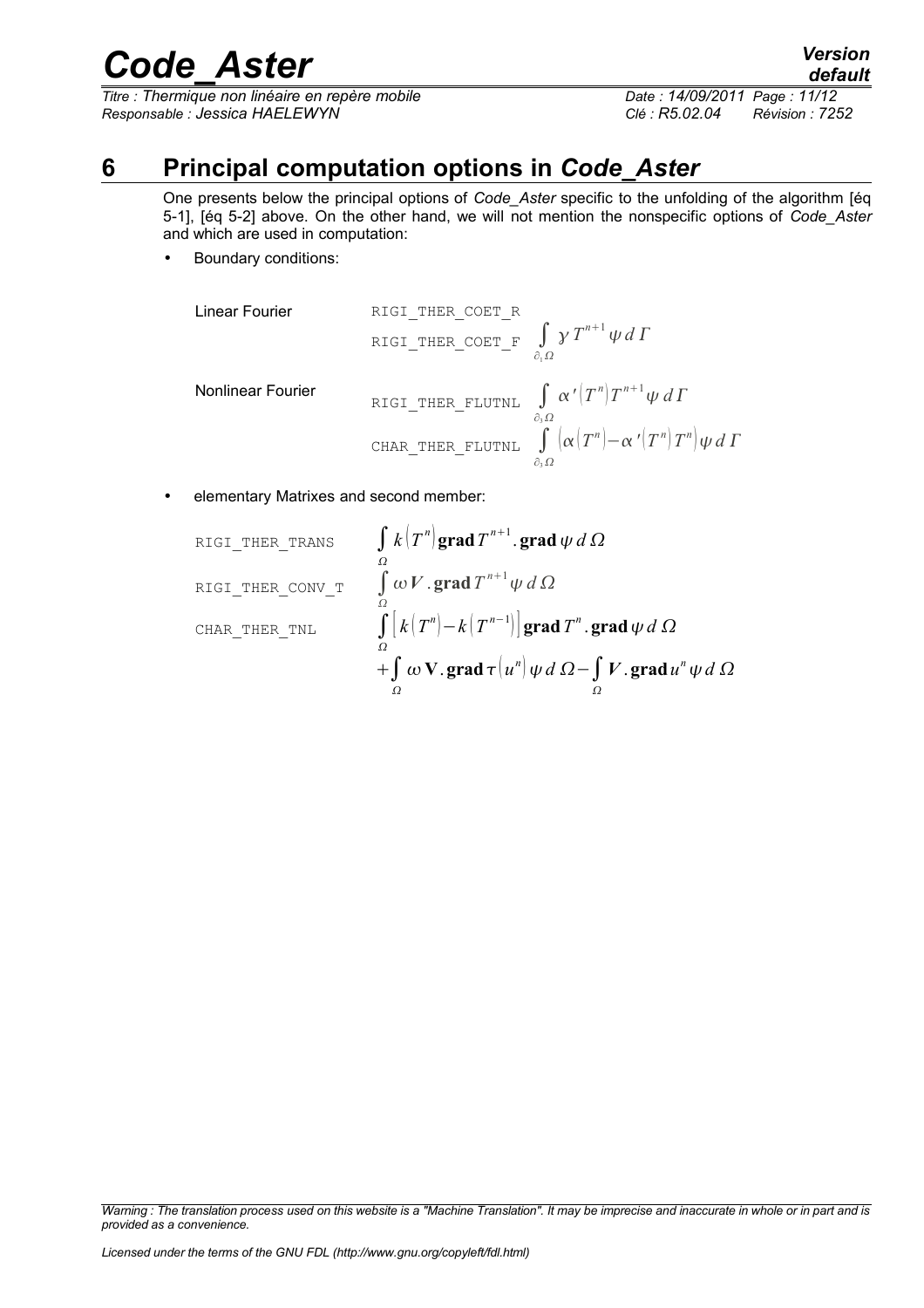# 6 Principal computation options in *Code_Aster*

One presents below the principal options of *Code_Aster* specific to the unfolding of the algorithm [éq 5-1], [éq 5-2] above. On the other hand, we will not mention the nonspecific options of *Code_Aster* and which are used in computation:

- Boundary conditions:

Linear Fourier

RIGI_THER_COET_R
RIGI_THER_COET_F $\int_{\partial_1 \Omega} \gamma \, T^{n+1} \psi \, d\Gamma$

Nonlinear Fourier

RIGI_THER_FLUTNL $\int_{\partial_3 \Omega} \alpha'\left(T^n\right) T^{n+1} \psi \, d\Gamma$

CHAR_THER_FLUTNL $\int_{\partial_3 \Omega} \left(\alpha\left(T^n\right) - \alpha'\left(T^n\right) T^n\right) \psi \, d\Gamma$

- elementary Matrixes and second member:

RIGI_THER_TRANS $\int_{\Omega} k\left(T^n\right) \mathbf{grad}\, T^{n+1} . \mathbf{grad}\, \psi \, d\Omega$

RIGI_THER_CONV_T $\int_{\Omega} \omega \boldsymbol{V} . \mathbf{grad}\, T^{n+1} \psi \, d\Omega$

CHAR_THER_TNL $\int_{\Omega} \left[ k\left(T^n\right) - k\left(T^{n-1}\right) \right] \mathbf{grad}\, T^n . \mathbf{grad}\, \psi \, d\Omega$
$+ \int_{\Omega} \omega \, \mathbf{V} . \mathbf{grad}\, \tau\left(u^n\right) \psi \, d\Omega - \int_{\Omega} \boldsymbol{V} . \mathbf{grad}\, u^n \psi \, d\Omega$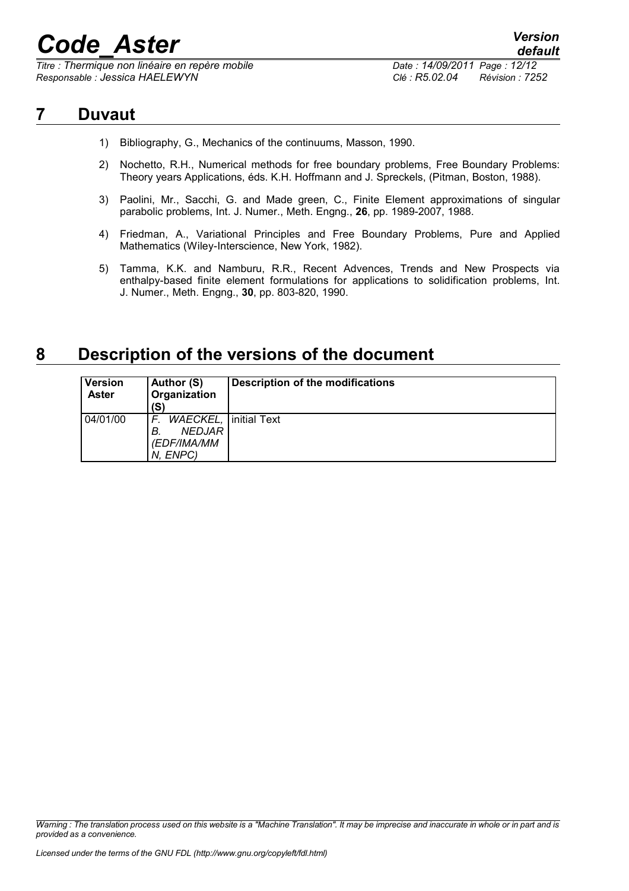## 7 Duvaut

1) Bibliography, G., Mechanics of the continuums, Masson, 1990.

2) Nochetto, R.H., Numerical methods for free boundary problems, Free Boundary Problems: Theory years Applications, éds. K.H. Hoffmann and J. Spreckels, (Pitman, Boston, 1988).

3) Paolini, Mr., Sacchi, G. and Made green, C., Finite Element approximations of singular parabolic problems, Int. J. Numer., Meth. Engng., **26**, pp. 1989-2007, 1988.

4) Friedman, A., Variational Principles and Free Boundary Problems, Pure and Applied Mathematics (Wiley-Interscience, New York, 1982).

5) Tamma, K.K. and Namburu, R.R., Recent Advences, Trends and New Prospects via enthalpy-based finite element formulations for applications to solidification problems, Int. J. Numer., Meth. Engng., **30**, pp. 803-820, 1990.

## 8 Description of the versions of the document

| Version Aster | Author (S) Organization (S) | Description of the modifications |
|---|---|---|
| 04/01/00 | *F. WAECKEL, B. NEDJAR (EDF/IMA/MMN, ENPC)* | initial Text |